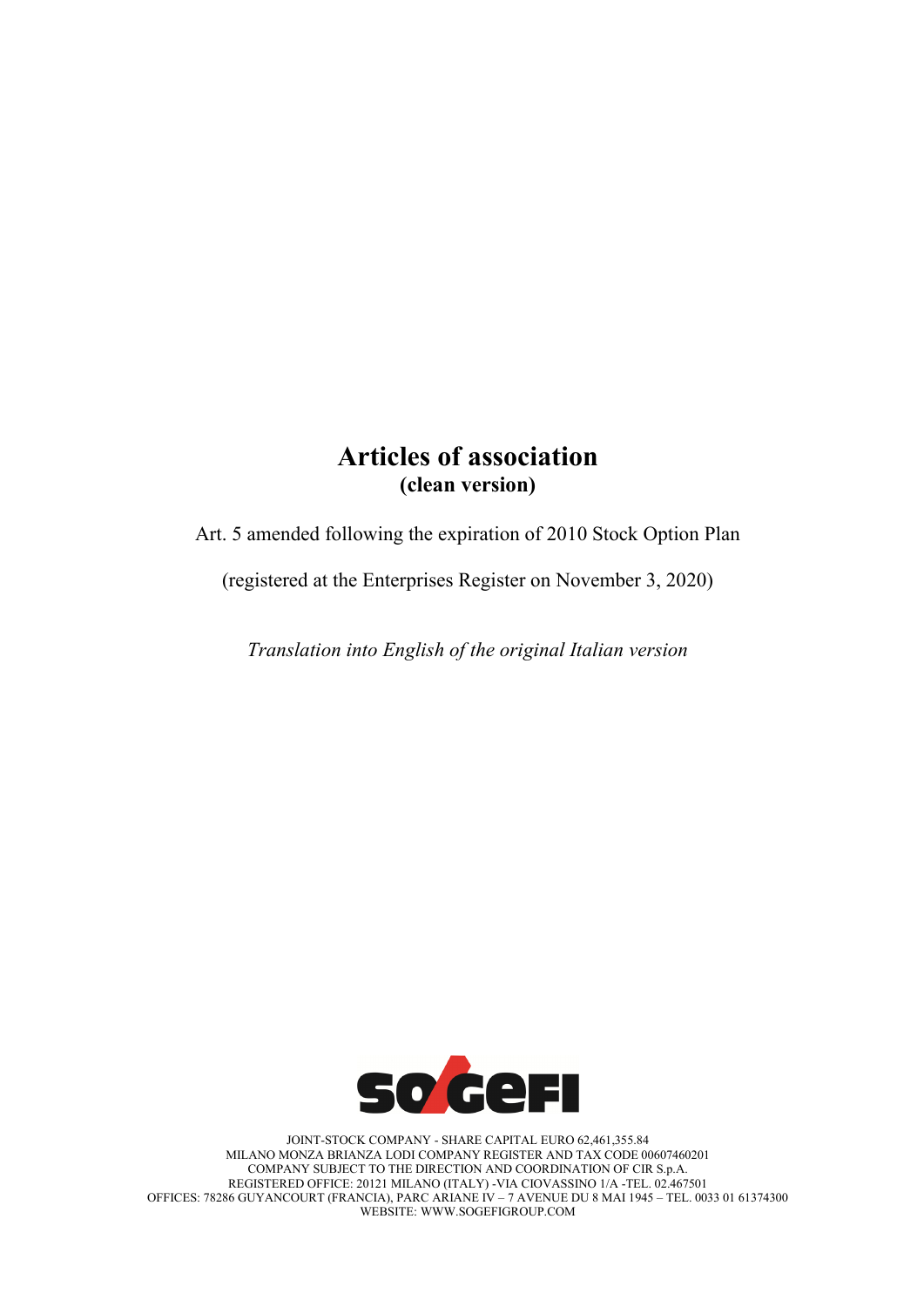# Articles of association
**(clean version)**

Art. 5 amended following the expiration of 2010 Stock Option Plan

(registered at the Enterprises Register on November 3, 2020)

*Translation into English of the original Italian version*

JOINT-STOCK COMPANY - SHARE CAPITAL EURO 62,461,355.84
MILANO MONZA BRIANZA LODI COMPANY REGISTER AND TAX CODE 00607460201
COMPANY SUBJECT TO THE DIRECTION AND COORDINATION OF CIR S.p.A.
REGISTERED OFFICE: 20121 MILANO (ITALY) -VIA CIOVASSINO 1/A -TEL. 02.467501
OFFICES: 78286 GUYANCOURT (FRANCIA), PARC ARIANE IV – 7 AVENUE DU 8 MAI 1945 – TEL. 0033 01 61374300
WEBSITE: WWW.SOGEFIGROUP.COM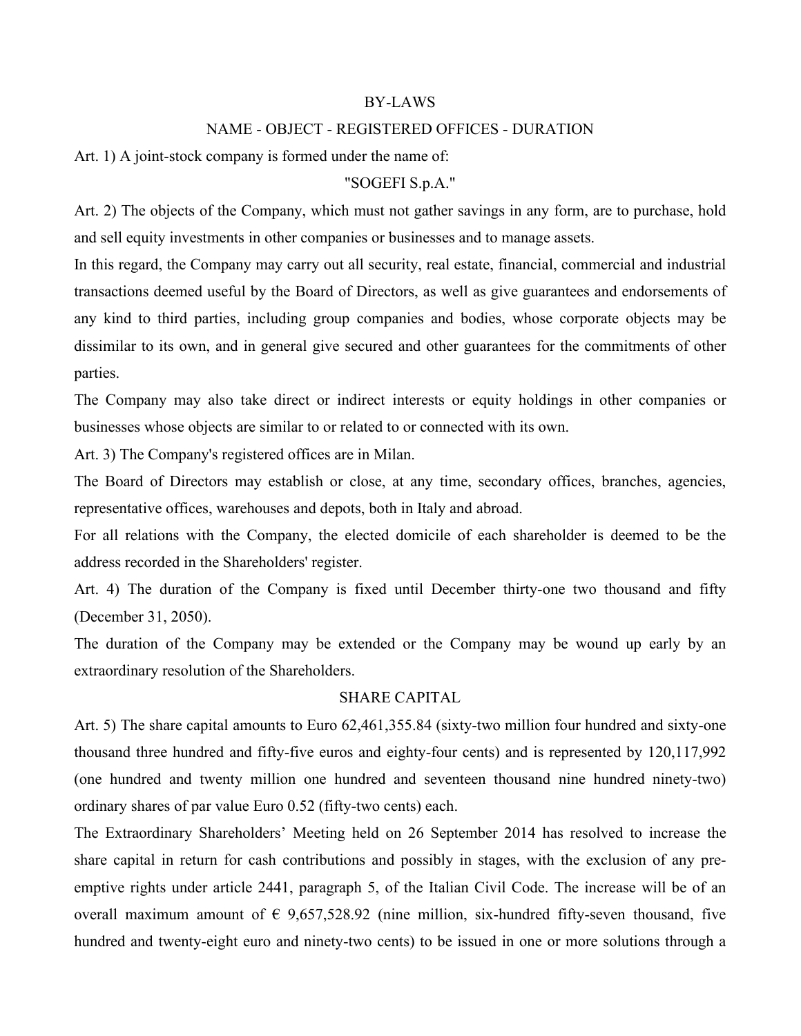# BY-LAWS

## NAME - OBJECT - REGISTERED OFFICES - DURATION

Art. 1) A joint-stock company is formed under the name of:

"SOGEFI S.p.A."

Art. 2) The objects of the Company, which must not gather savings in any form, are to purchase, hold and sell equity investments in other companies or businesses and to manage assets.

In this regard, the Company may carry out all security, real estate, financial, commercial and industrial transactions deemed useful by the Board of Directors, as well as give guarantees and endorsements of any kind to third parties, including group companies and bodies, whose corporate objects may be dissimilar to its own, and in general give secured and other guarantees for the commitments of other parties.

The Company may also take direct or indirect interests or equity holdings in other companies or businesses whose objects are similar to or related to or connected with its own.

Art. 3) The Company's registered offices are in Milan.

The Board of Directors may establish or close, at any time, secondary offices, branches, agencies, representative offices, warehouses and depots, both in Italy and abroad.

For all relations with the Company, the elected domicile of each shareholder is deemed to be the address recorded in the Shareholders' register.

Art. 4) The duration of the Company is fixed until December thirty-one two thousand and fifty (December 31, 2050).

The duration of the Company may be extended or the Company may be wound up early by an extraordinary resolution of the Shareholders.

## SHARE CAPITAL

Art. 5) The share capital amounts to Euro 62,461,355.84 (sixty-two million four hundred and sixty-one thousand three hundred and fifty-five euros and eighty-four cents) and is represented by 120,117,992 (one hundred and twenty million one hundred and seventeen thousand nine hundred ninety-two) ordinary shares of par value Euro 0.52 (fifty-two cents) each.

The Extraordinary Shareholders' Meeting held on 26 September 2014 has resolved to increase the share capital in return for cash contributions and possibly in stages, with the exclusion of any pre-emptive rights under article 2441, paragraph 5, of the Italian Civil Code. The increase will be of an overall maximum amount of € 9,657,528.92 (nine million, six-hundred fifty-seven thousand, five hundred and twenty-eight euro and ninety-two cents) to be issued in one or more solutions through a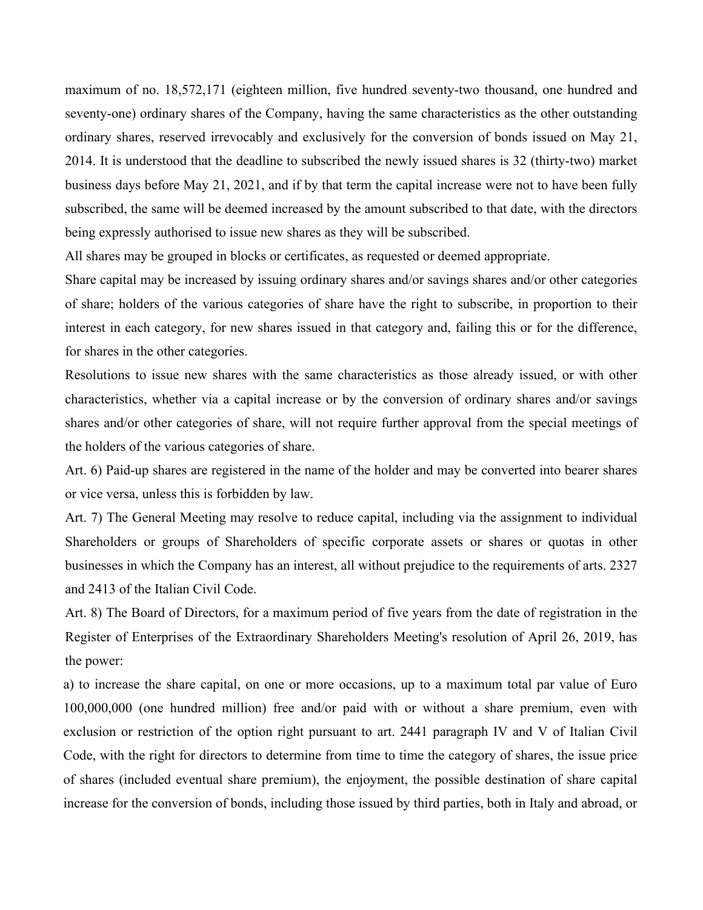maximum of no. 18,572,171 (eighteen million, five hundred seventy-two thousand, one hundred and seventy-one) ordinary shares of the Company, having the same characteristics as the other outstanding ordinary shares, reserved irrevocably and exclusively for the conversion of bonds issued on May 21, 2014. It is understood that the deadline to subscribed the newly issued shares is 32 (thirty-two) market business days before May 21, 2021, and if by that term the capital increase were not to have been fully subscribed, the same will be deemed increased by the amount subscribed to that date, with the directors being expressly authorised to issue new shares as they will be subscribed.

All shares may be grouped in blocks or certificates, as requested or deemed appropriate.

Share capital may be increased by issuing ordinary shares and/or savings shares and/or other categories of share; holders of the various categories of share have the right to subscribe, in proportion to their interest in each category, for new shares issued in that category and, failing this or for the difference, for shares in the other categories.

Resolutions to issue new shares with the same characteristics as those already issued, or with other characteristics, whether via a capital increase or by the conversion of ordinary shares and/or savings shares and/or other categories of share, will not require further approval from the special meetings of the holders of the various categories of share.

Art. 6) Paid-up shares are registered in the name of the holder and may be converted into bearer shares or vice versa, unless this is forbidden by law.

Art. 7) The General Meeting may resolve to reduce capital, including via the assignment to individual Shareholders or groups of Shareholders of specific corporate assets or shares or quotas in other businesses in which the Company has an interest, all without prejudice to the requirements of arts. 2327 and 2413 of the Italian Civil Code.

Art. 8) The Board of Directors, for a maximum period of five years from the date of registration in the Register of Enterprises of the Extraordinary Shareholders Meeting's resolution of April 26, 2019, has the power:

a) to increase the share capital, on one or more occasions, up to a maximum total par value of Euro 100,000,000 (one hundred million) free and/or paid with or without a share premium, even with exclusion or restriction of the option right pursuant to art. 2441 paragraph IV and V of Italian Civil Code, with the right for directors to determine from time to time the category of shares, the issue price of shares (included eventual share premium), the enjoyment, the possible destination of share capital increase for the conversion of bonds, including those issued by third parties, both in Italy and abroad, or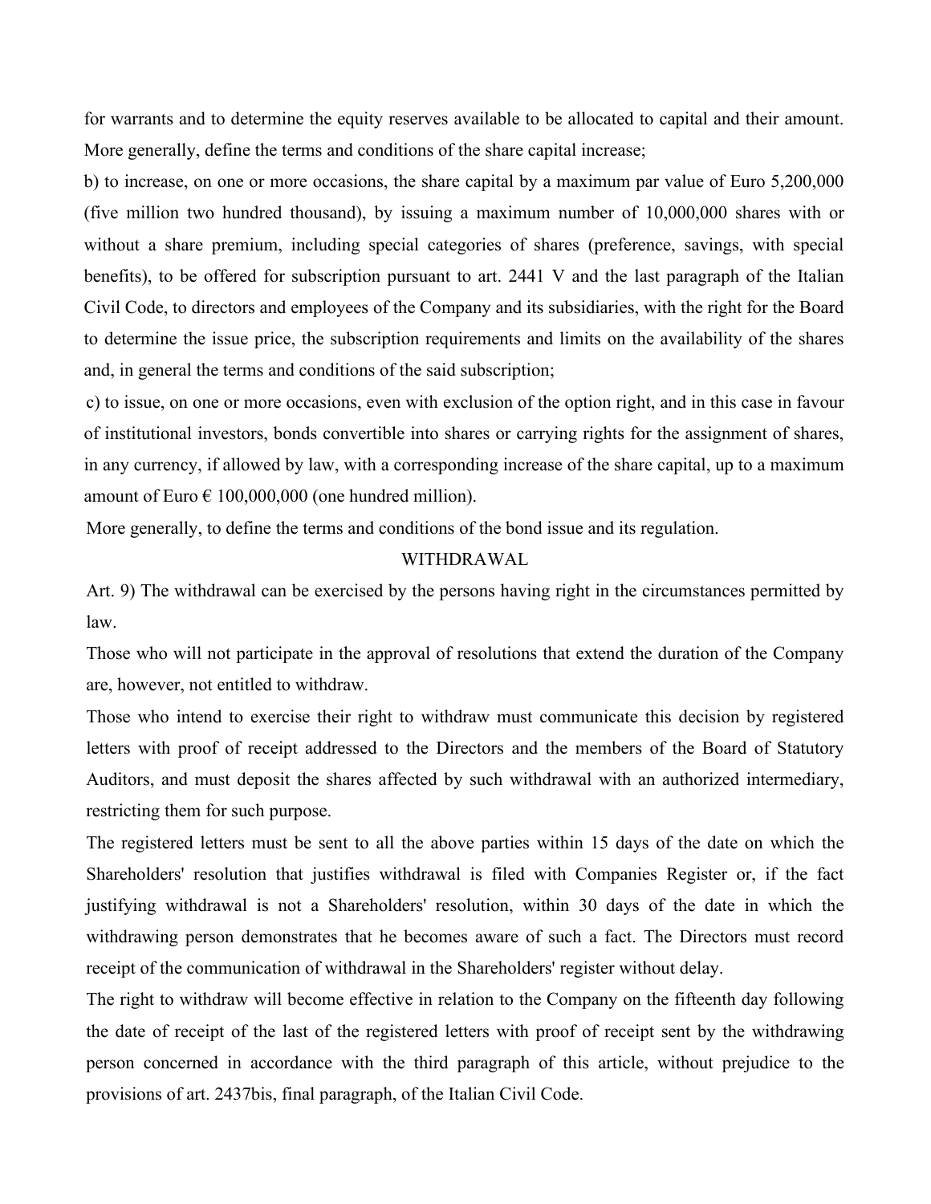for warrants and to determine the equity reserves available to be allocated to capital and their amount. More generally, define the terms and conditions of the share capital increase;

b) to increase, on one or more occasions, the share capital by a maximum par value of Euro 5,200,000 (five million two hundred thousand), by issuing a maximum number of 10,000,000 shares with or without a share premium, including special categories of shares (preference, savings, with special benefits), to be offered for subscription pursuant to art. 2441 V and the last paragraph of the Italian Civil Code, to directors and employees of the Company and its subsidiaries, with the right for the Board to determine the issue price, the subscription requirements and limits on the availability of the shares and, in general the terms and conditions of the said subscription;

c) to issue, on one or more occasions, even with exclusion of the option right, and in this case in favour of institutional investors, bonds convertible into shares or carrying rights for the assignment of shares, in any currency, if allowed by law, with a corresponding increase of the share capital, up to a maximum amount of Euro € 100,000,000 (one hundred million).

More generally, to define the terms and conditions of the bond issue and its regulation.

## WITHDRAWAL

Art. 9) The withdrawal can be exercised by the persons having right in the circumstances permitted by law.

Those who will not participate in the approval of resolutions that extend the duration of the Company are, however, not entitled to withdraw.

Those who intend to exercise their right to withdraw must communicate this decision by registered letters with proof of receipt addressed to the Directors and the members of the Board of Statutory Auditors, and must deposit the shares affected by such withdrawal with an authorized intermediary, restricting them for such purpose.

The registered letters must be sent to all the above parties within 15 days of the date on which the Shareholders' resolution that justifies withdrawal is filed with Companies Register or, if the fact justifying withdrawal is not a Shareholders' resolution, within 30 days of the date in which the withdrawing person demonstrates that he becomes aware of such a fact. The Directors must record receipt of the communication of withdrawal in the Shareholders' register without delay.

The right to withdraw will become effective in relation to the Company on the fifteenth day following the date of receipt of the last of the registered letters with proof of receipt sent by the withdrawing person concerned in accordance with the third paragraph of this article, without prejudice to the provisions of art. 2437bis, final paragraph, of the Italian Civil Code.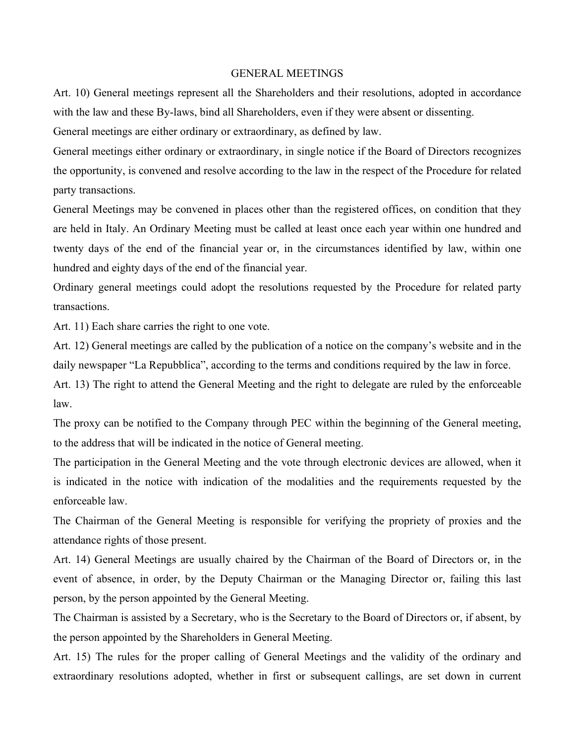## GENERAL MEETINGS

Art. 10) General meetings represent all the Shareholders and their resolutions, adopted in accordance with the law and these By-laws, bind all Shareholders, even if they were absent or dissenting.

General meetings are either ordinary or extraordinary, as defined by law.

General meetings either ordinary or extraordinary, in single notice if the Board of Directors recognizes the opportunity, is convened and resolve according to the law in the respect of the Procedure for related party transactions.

General Meetings may be convened in places other than the registered offices, on condition that they are held in Italy. An Ordinary Meeting must be called at least once each year within one hundred and twenty days of the end of the financial year or, in the circumstances identified by law, within one hundred and eighty days of the end of the financial year.

Ordinary general meetings could adopt the resolutions requested by the Procedure for related party transactions.

Art. 11) Each share carries the right to one vote.

Art. 12) General meetings are called by the publication of a notice on the company's website and in the daily newspaper "La Repubblica", according to the terms and conditions required by the law in force.

Art. 13) The right to attend the General Meeting and the right to delegate are ruled by the enforceable law.

The proxy can be notified to the Company through PEC within the beginning of the General meeting, to the address that will be indicated in the notice of General meeting.

The participation in the General Meeting and the vote through electronic devices are allowed, when it is indicated in the notice with indication of the modalities and the requirements requested by the enforceable law.

The Chairman of the General Meeting is responsible for verifying the propriety of proxies and the attendance rights of those present.

Art. 14) General Meetings are usually chaired by the Chairman of the Board of Directors or, in the event of absence, in order, by the Deputy Chairman or the Managing Director or, failing this last person, by the person appointed by the General Meeting.

The Chairman is assisted by a Secretary, who is the Secretary to the Board of Directors or, if absent, by the person appointed by the Shareholders in General Meeting.

Art. 15) The rules for the proper calling of General Meetings and the validity of the ordinary and extraordinary resolutions adopted, whether in first or subsequent callings, are set down in current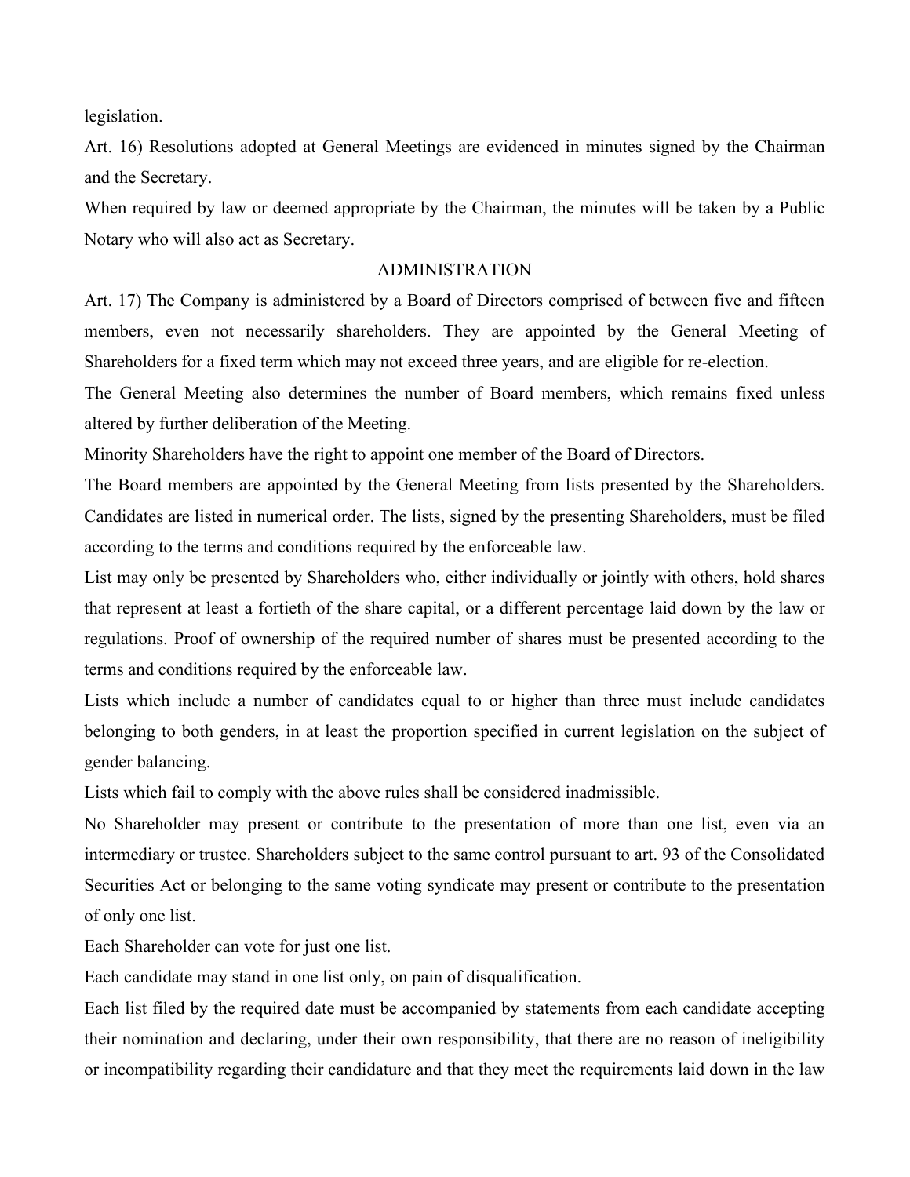legislation.

Art. 16) Resolutions adopted at General Meetings are evidenced in minutes signed by the Chairman and the Secretary.

When required by law or deemed appropriate by the Chairman, the minutes will be taken by a Public Notary who will also act as Secretary.

## ADMINISTRATION

Art. 17) The Company is administered by a Board of Directors comprised of between five and fifteen members, even not necessarily shareholders. They are appointed by the General Meeting of Shareholders for a fixed term which may not exceed three years, and are eligible for re-election.

The General Meeting also determines the number of Board members, which remains fixed unless altered by further deliberation of the Meeting.

Minority Shareholders have the right to appoint one member of the Board of Directors.

The Board members are appointed by the General Meeting from lists presented by the Shareholders. Candidates are listed in numerical order. The lists, signed by the presenting Shareholders, must be filed according to the terms and conditions required by the enforceable law.

List may only be presented by Shareholders who, either individually or jointly with others, hold shares that represent at least a fortieth of the share capital, or a different percentage laid down by the law or regulations. Proof of ownership of the required number of shares must be presented according to the terms and conditions required by the enforceable law.

Lists which include a number of candidates equal to or higher than three must include candidates belonging to both genders, in at least the proportion specified in current legislation on the subject of gender balancing.

Lists which fail to comply with the above rules shall be considered inadmissible.

No Shareholder may present or contribute to the presentation of more than one list, even via an intermediary or trustee. Shareholders subject to the same control pursuant to art. 93 of the Consolidated Securities Act or belonging to the same voting syndicate may present or contribute to the presentation of only one list.

Each Shareholder can vote for just one list.

Each candidate may stand in one list only, on pain of disqualification.

Each list filed by the required date must be accompanied by statements from each candidate accepting their nomination and declaring, under their own responsibility, that there are no reason of ineligibility or incompatibility regarding their candidature and that they meet the requirements laid down in the law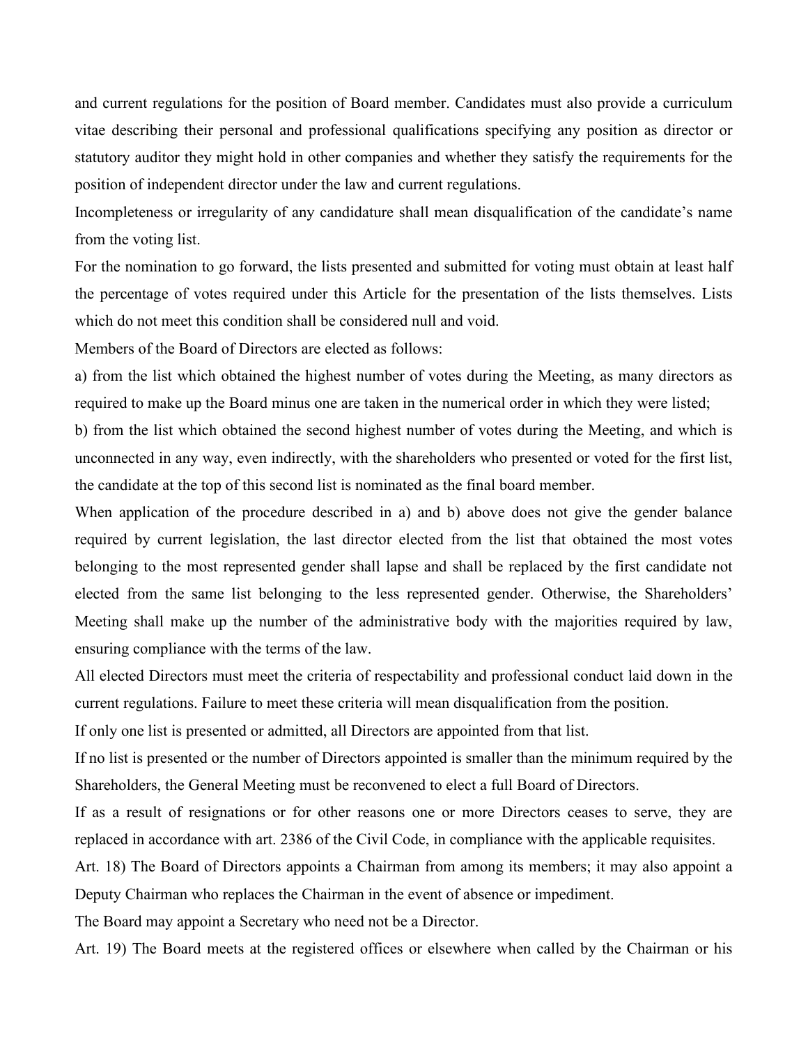and current regulations for the position of Board member. Candidates must also provide a curriculum vitae describing their personal and professional qualifications specifying any position as director or statutory auditor they might hold in other companies and whether they satisfy the requirements for the position of independent director under the law and current regulations.

Incompleteness or irregularity of any candidature shall mean disqualification of the candidate's name from the voting list.

For the nomination to go forward, the lists presented and submitted for voting must obtain at least half the percentage of votes required under this Article for the presentation of the lists themselves. Lists which do not meet this condition shall be considered null and void.

Members of the Board of Directors are elected as follows:

a) from the list which obtained the highest number of votes during the Meeting, as many directors as required to make up the Board minus one are taken in the numerical order in which they were listed;

b) from the list which obtained the second highest number of votes during the Meeting, and which is unconnected in any way, even indirectly, with the shareholders who presented or voted for the first list, the candidate at the top of this second list is nominated as the final board member.

When application of the procedure described in a) and b) above does not give the gender balance required by current legislation, the last director elected from the list that obtained the most votes belonging to the most represented gender shall lapse and shall be replaced by the first candidate not elected from the same list belonging to the less represented gender. Otherwise, the Shareholders' Meeting shall make up the number of the administrative body with the majorities required by law, ensuring compliance with the terms of the law.

All elected Directors must meet the criteria of respectability and professional conduct laid down in the current regulations. Failure to meet these criteria will mean disqualification from the position.

If only one list is presented or admitted, all Directors are appointed from that list.

If no list is presented or the number of Directors appointed is smaller than the minimum required by the Shareholders, the General Meeting must be reconvened to elect a full Board of Directors.

If as a result of resignations or for other reasons one or more Directors ceases to serve, they are replaced in accordance with art. 2386 of the Civil Code, in compliance with the applicable requisites.

Art. 18) The Board of Directors appoints a Chairman from among its members; it may also appoint a Deputy Chairman who replaces the Chairman in the event of absence or impediment.

The Board may appoint a Secretary who need not be a Director.

Art. 19) The Board meets at the registered offices or elsewhere when called by the Chairman or his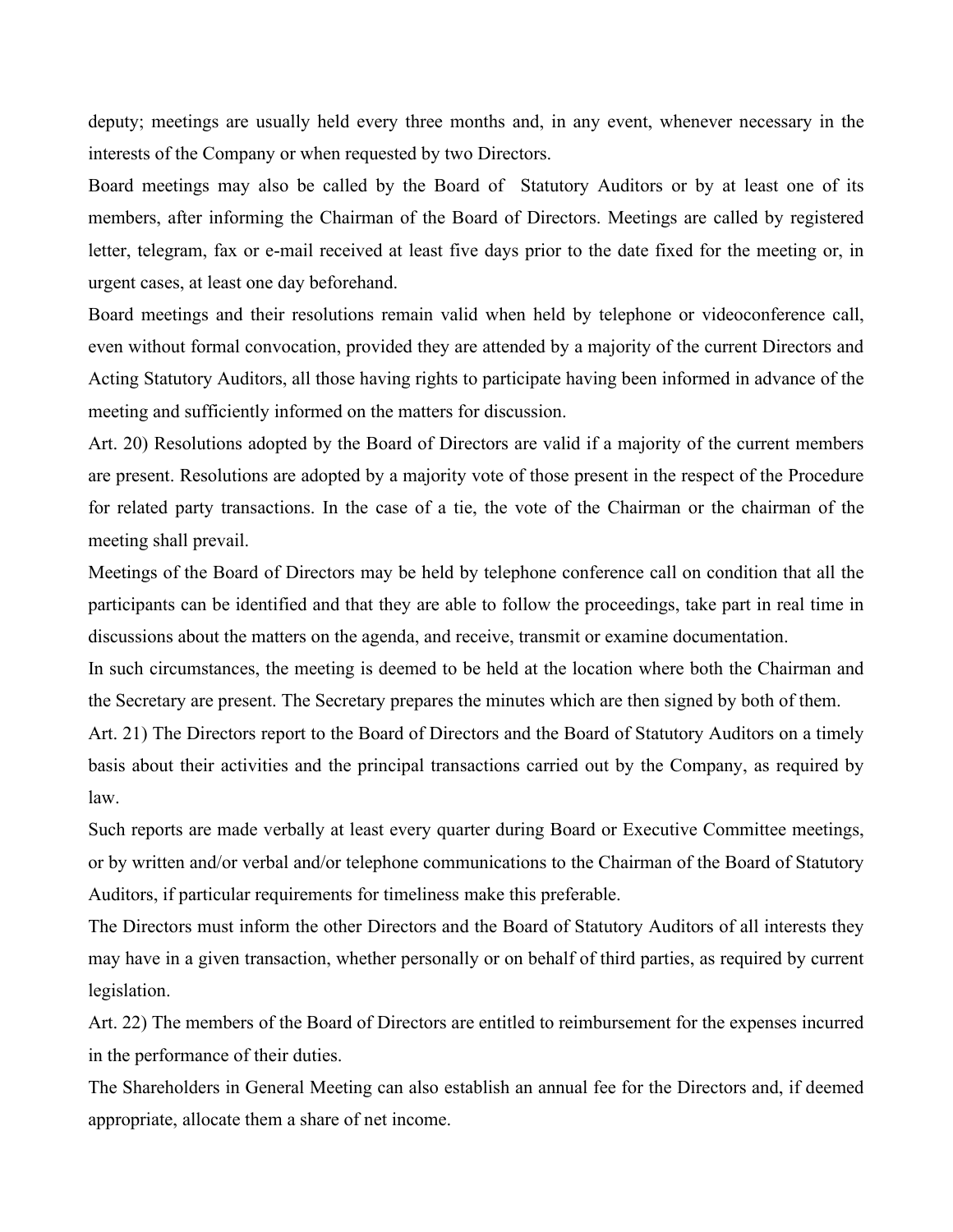deputy; meetings are usually held every three months and, in any event, whenever necessary in the interests of the Company or when requested by two Directors.

Board meetings may also be called by the Board of Statutory Auditors or by at least one of its members, after informing the Chairman of the Board of Directors. Meetings are called by registered letter, telegram, fax or e-mail received at least five days prior to the date fixed for the meeting or, in urgent cases, at least one day beforehand.

Board meetings and their resolutions remain valid when held by telephone or videoconference call, even without formal convocation, provided they are attended by a majority of the current Directors and Acting Statutory Auditors, all those having rights to participate having been informed in advance of the meeting and sufficiently informed on the matters for discussion.

Art. 20) Resolutions adopted by the Board of Directors are valid if a majority of the current members are present. Resolutions are adopted by a majority vote of those present in the respect of the Procedure for related party transactions. In the case of a tie, the vote of the Chairman or the chairman of the meeting shall prevail.

Meetings of the Board of Directors may be held by telephone conference call on condition that all the participants can be identified and that they are able to follow the proceedings, take part in real time in discussions about the matters on the agenda, and receive, transmit or examine documentation.

In such circumstances, the meeting is deemed to be held at the location where both the Chairman and the Secretary are present. The Secretary prepares the minutes which are then signed by both of them.

Art. 21) The Directors report to the Board of Directors and the Board of Statutory Auditors on a timely basis about their activities and the principal transactions carried out by the Company, as required by law.

Such reports are made verbally at least every quarter during Board or Executive Committee meetings, or by written and/or verbal and/or telephone communications to the Chairman of the Board of Statutory Auditors, if particular requirements for timeliness make this preferable.

The Directors must inform the other Directors and the Board of Statutory Auditors of all interests they may have in a given transaction, whether personally or on behalf of third parties, as required by current legislation.

Art. 22) The members of the Board of Directors are entitled to reimbursement for the expenses incurred in the performance of their duties.

The Shareholders in General Meeting can also establish an annual fee for the Directors and, if deemed appropriate, allocate them a share of net income.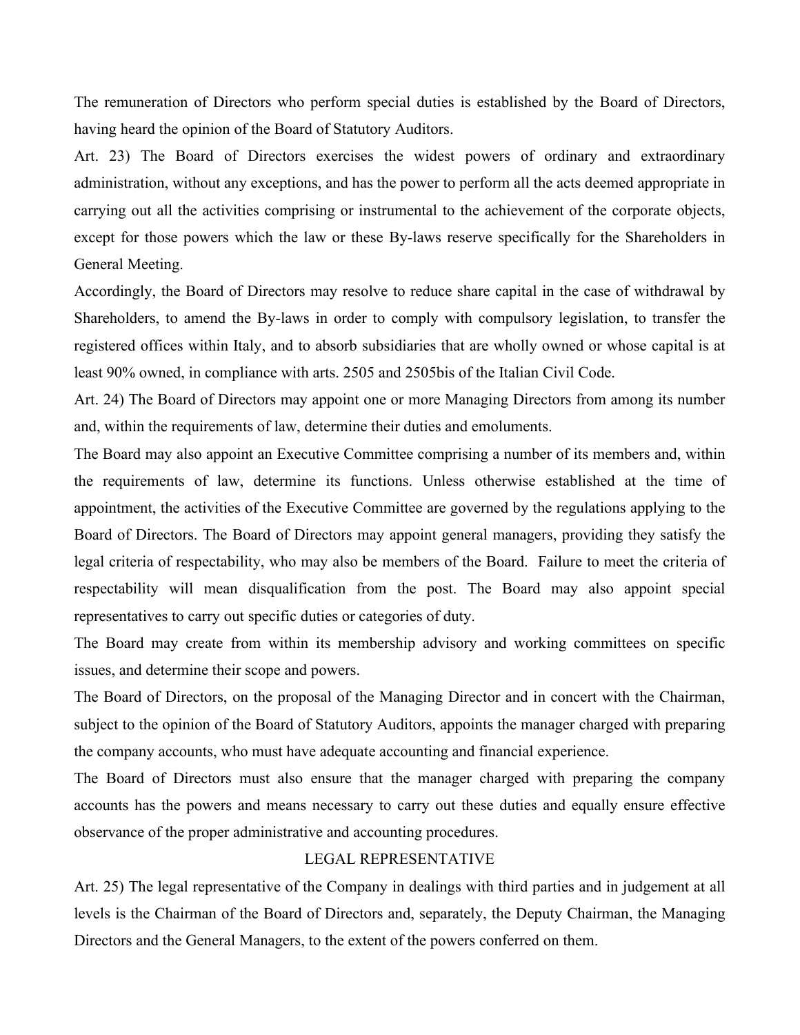The remuneration of Directors who perform special duties is established by the Board of Directors, having heard the opinion of the Board of Statutory Auditors.

Art. 23) The Board of Directors exercises the widest powers of ordinary and extraordinary administration, without any exceptions, and has the power to perform all the acts deemed appropriate in carrying out all the activities comprising or instrumental to the achievement of the corporate objects, except for those powers which the law or these By-laws reserve specifically for the Shareholders in General Meeting.

Accordingly, the Board of Directors may resolve to reduce share capital in the case of withdrawal by Shareholders, to amend the By-laws in order to comply with compulsory legislation, to transfer the registered offices within Italy, and to absorb subsidiaries that are wholly owned or whose capital is at least 90% owned, in compliance with arts. 2505 and 2505bis of the Italian Civil Code.

Art. 24) The Board of Directors may appoint one or more Managing Directors from among its number and, within the requirements of law, determine their duties and emoluments.

The Board may also appoint an Executive Committee comprising a number of its members and, within the requirements of law, determine its functions. Unless otherwise established at the time of appointment, the activities of the Executive Committee are governed by the regulations applying to the Board of Directors. The Board of Directors may appoint general managers, providing they satisfy the legal criteria of respectability, who may also be members of the Board. Failure to meet the criteria of respectability will mean disqualification from the post. The Board may also appoint special representatives to carry out specific duties or categories of duty.

The Board may create from within its membership advisory and working committees on specific issues, and determine their scope and powers.

The Board of Directors, on the proposal of the Managing Director and in concert with the Chairman, subject to the opinion of the Board of Statutory Auditors, appoints the manager charged with preparing the company accounts, who must have adequate accounting and financial experience.

The Board of Directors must also ensure that the manager charged with preparing the company accounts has the powers and means necessary to carry out these duties and equally ensure effective observance of the proper administrative and accounting procedures.

## LEGAL REPRESENTATIVE

Art. 25) The legal representative of the Company in dealings with third parties and in judgement at all levels is the Chairman of the Board of Directors and, separately, the Deputy Chairman, the Managing Directors and the General Managers, to the extent of the powers conferred on them.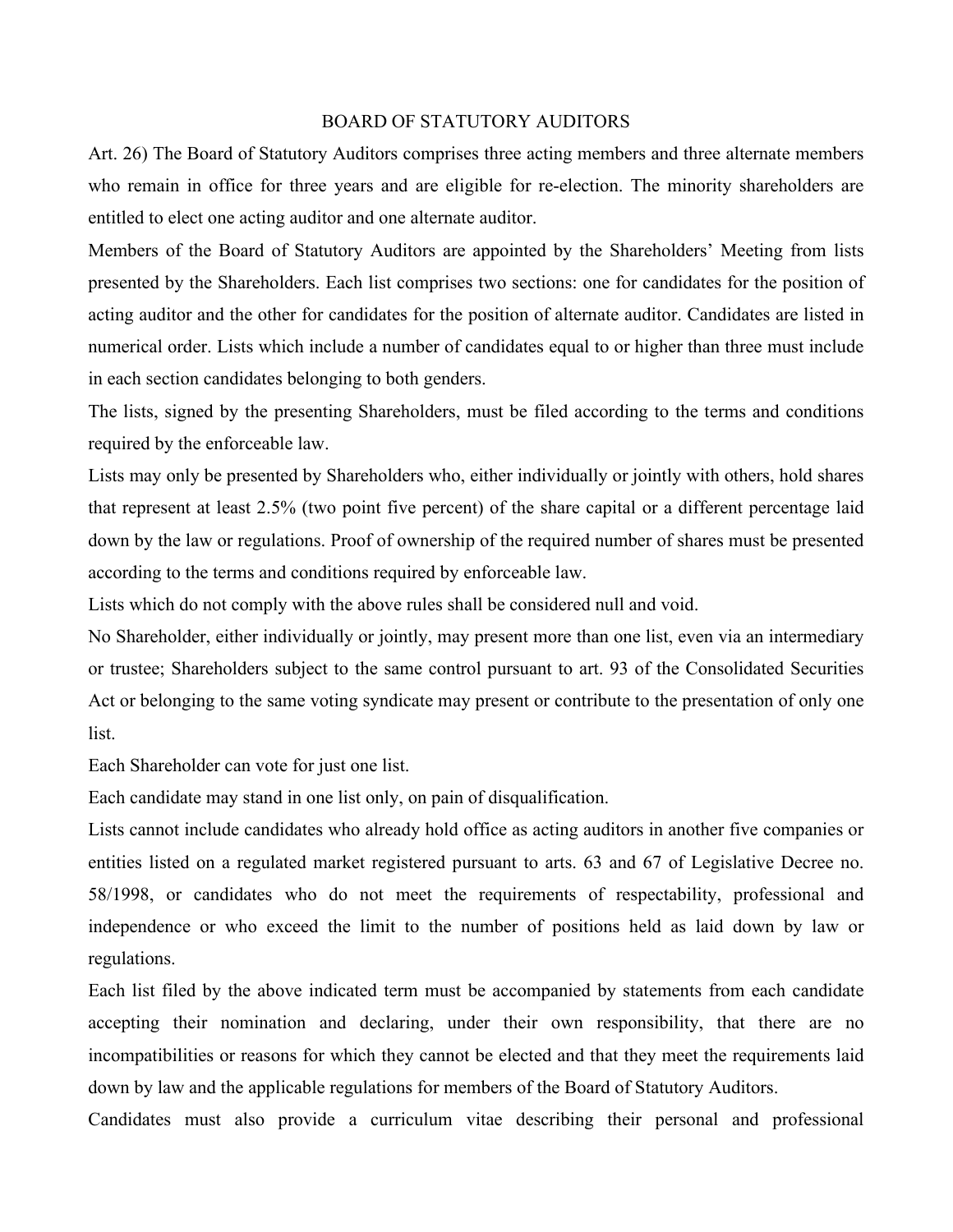## BOARD OF STATUTORY AUDITORS

Art. 26) The Board of Statutory Auditors comprises three acting members and three alternate members who remain in office for three years and are eligible for re-election. The minority shareholders are entitled to elect one acting auditor and one alternate auditor.

Members of the Board of Statutory Auditors are appointed by the Shareholders' Meeting from lists presented by the Shareholders. Each list comprises two sections: one for candidates for the position of acting auditor and the other for candidates for the position of alternate auditor. Candidates are listed in numerical order. Lists which include a number of candidates equal to or higher than three must include in each section candidates belonging to both genders.

The lists, signed by the presenting Shareholders, must be filed according to the terms and conditions required by the enforceable law.

Lists may only be presented by Shareholders who, either individually or jointly with others, hold shares that represent at least 2.5% (two point five percent) of the share capital or a different percentage laid down by the law or regulations. Proof of ownership of the required number of shares must be presented according to the terms and conditions required by enforceable law.

Lists which do not comply with the above rules shall be considered null and void.

No Shareholder, either individually or jointly, may present more than one list, even via an intermediary or trustee; Shareholders subject to the same control pursuant to art. 93 of the Consolidated Securities Act or belonging to the same voting syndicate may present or contribute to the presentation of only one list.

Each Shareholder can vote for just one list.

Each candidate may stand in one list only, on pain of disqualification.

Lists cannot include candidates who already hold office as acting auditors in another five companies or entities listed on a regulated market registered pursuant to arts. 63 and 67 of Legislative Decree no. 58/1998, or candidates who do not meet the requirements of respectability, professional and independence or who exceed the limit to the number of positions held as laid down by law or regulations.

Each list filed by the above indicated term must be accompanied by statements from each candidate accepting their nomination and declaring, under their own responsibility, that there are no incompatibilities or reasons for which they cannot be elected and that they meet the requirements laid down by law and the applicable regulations for members of the Board of Statutory Auditors.

Candidates must also provide a curriculum vitae describing their personal and professional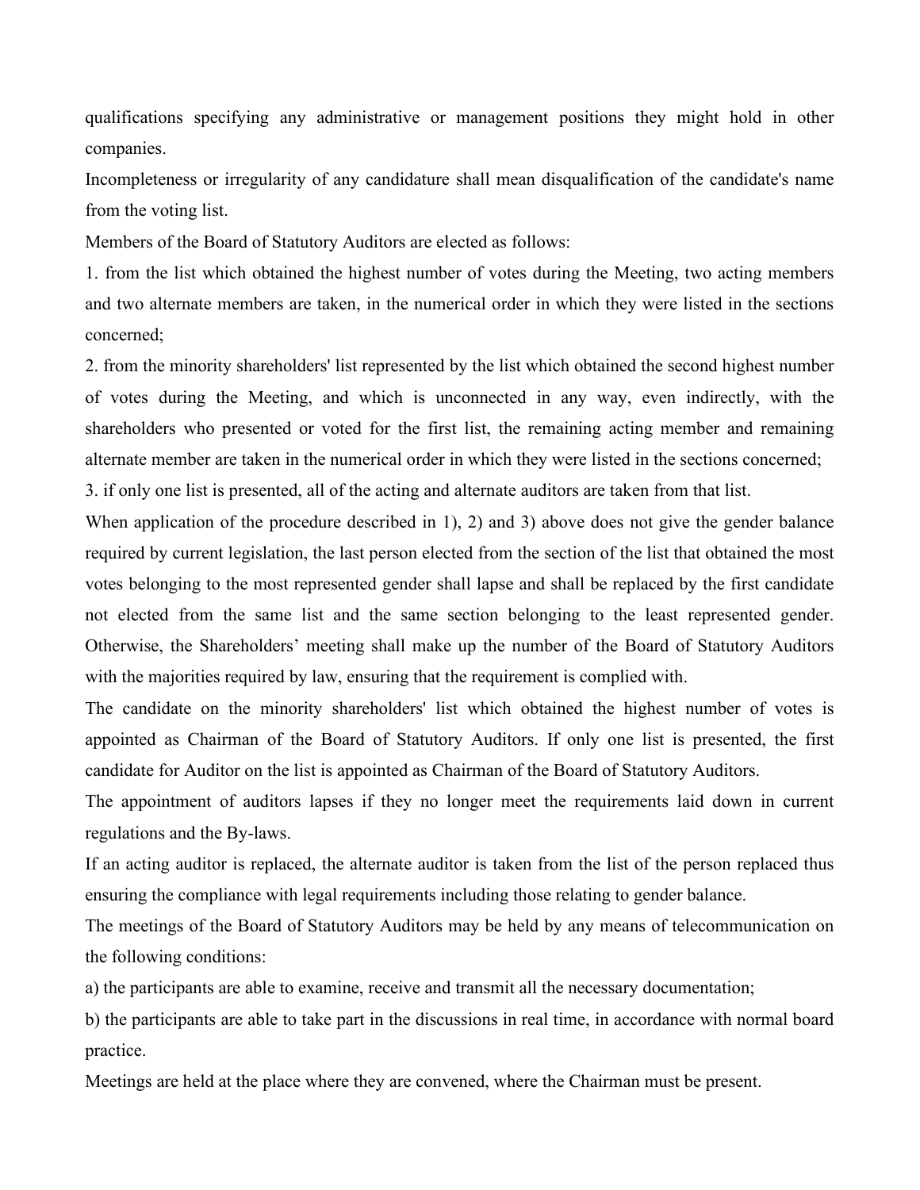qualifications specifying any administrative or management positions they might hold in other companies.

Incompleteness or irregularity of any candidature shall mean disqualification of the candidate's name from the voting list.

Members of the Board of Statutory Auditors are elected as follows:

1. from the list which obtained the highest number of votes during the Meeting, two acting members and two alternate members are taken, in the numerical order in which they were listed in the sections concerned;

2. from the minority shareholders' list represented by the list which obtained the second highest number of votes during the Meeting, and which is unconnected in any way, even indirectly, with the shareholders who presented or voted for the first list, the remaining acting member and remaining alternate member are taken in the numerical order in which they were listed in the sections concerned;

3. if only one list is presented, all of the acting and alternate auditors are taken from that list.

When application of the procedure described in 1), 2) and 3) above does not give the gender balance required by current legislation, the last person elected from the section of the list that obtained the most votes belonging to the most represented gender shall lapse and shall be replaced by the first candidate not elected from the same list and the same section belonging to the least represented gender. Otherwise, the Shareholders' meeting shall make up the number of the Board of Statutory Auditors with the majorities required by law, ensuring that the requirement is complied with.

The candidate on the minority shareholders' list which obtained the highest number of votes is appointed as Chairman of the Board of Statutory Auditors. If only one list is presented, the first candidate for Auditor on the list is appointed as Chairman of the Board of Statutory Auditors.

The appointment of auditors lapses if they no longer meet the requirements laid down in current regulations and the By-laws.

If an acting auditor is replaced, the alternate auditor is taken from the list of the person replaced thus ensuring the compliance with legal requirements including those relating to gender balance.

The meetings of the Board of Statutory Auditors may be held by any means of telecommunication on the following conditions:

a) the participants are able to examine, receive and transmit all the necessary documentation;

b) the participants are able to take part in the discussions in real time, in accordance with normal board practice.

Meetings are held at the place where they are convened, where the Chairman must be present.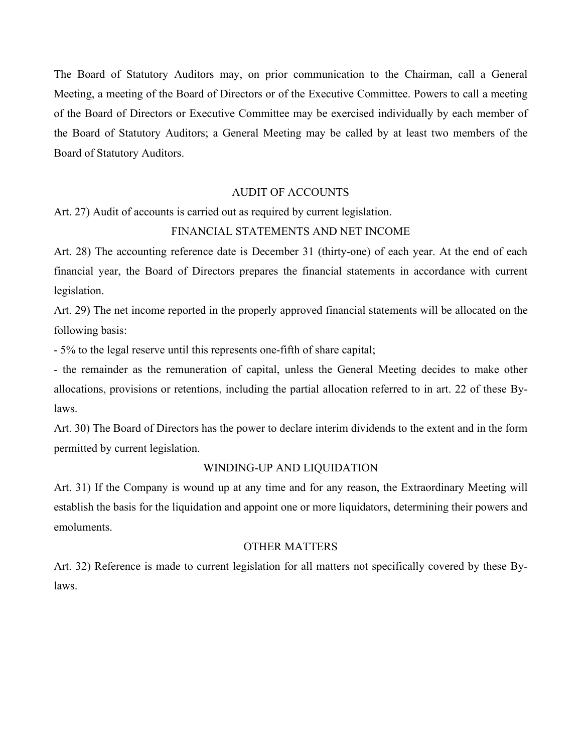The Board of Statutory Auditors may, on prior communication to the Chairman, call a General Meeting, a meeting of the Board of Directors or of the Executive Committee. Powers to call a meeting of the Board of Directors or Executive Committee may be exercised individually by each member of the Board of Statutory Auditors; a General Meeting may be called by at least two members of the Board of Statutory Auditors.

## AUDIT OF ACCOUNTS

Art. 27) Audit of accounts is carried out as required by current legislation.

## FINANCIAL STATEMENTS AND NET INCOME

Art. 28) The accounting reference date is December 31 (thirty-one) of each year. At the end of each financial year, the Board of Directors prepares the financial statements in accordance with current legislation.

Art. 29) The net income reported in the properly approved financial statements will be allocated on the following basis:

- 5% to the legal reserve until this represents one-fifth of share capital;
- the remainder as the remuneration of capital, unless the General Meeting decides to make other allocations, provisions or retentions, including the partial allocation referred to in art. 22 of these By-laws.

Art. 30) The Board of Directors has the power to declare interim dividends to the extent and in the form permitted by current legislation.

## WINDING-UP AND LIQUIDATION

Art. 31) If the Company is wound up at any time and for any reason, the Extraordinary Meeting will establish the basis for the liquidation and appoint one or more liquidators, determining their powers and emoluments.

## OTHER MATTERS

Art. 32) Reference is made to current legislation for all matters not specifically covered by these By-laws.